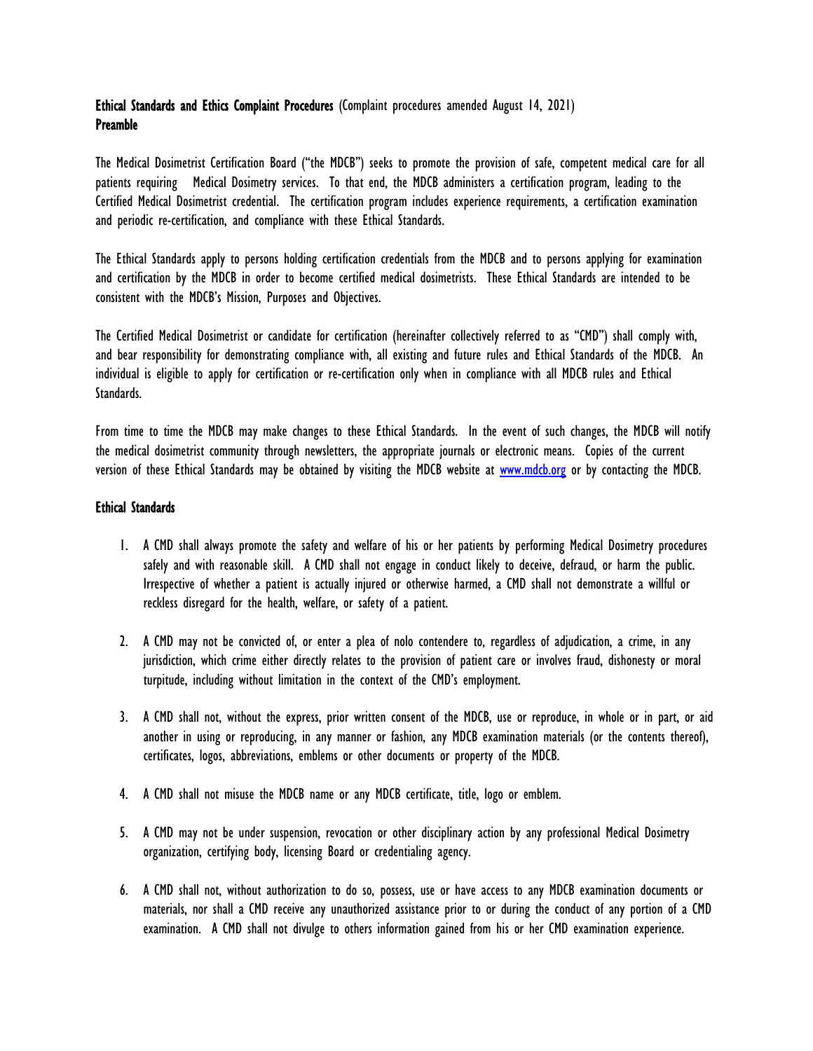## Ethical Standards and Ethics Complaint Procedures (Complaint procedures amended August 14, 2021)

## Preamble

The Medical Dosimetrist Certification Board ("the MDCB") seeks to promote the provision of safe, competent medical care for all patients requiring Medical Dosimetry services. To that end, the MDCB administers a certification program, leading to the Certified Medical Dosimetrist credential. The certification program includes experience requirements, a certification examination and periodic re-certification, and compliance with these Ethical Standards.

The Ethical Standards apply to persons holding certification credentials from the MDCB and to persons applying for examination and certification by the MDCB in order to become certified medical dosimetrists. These Ethical Standards are intended to be consistent with the MDCB's Mission, Purposes and Objectives.

The Certified Medical Dosimetrist or candidate for certification (hereinafter collectively referred to as "CMD") shall comply with, and bear responsibility for demonstrating compliance with, all existing and future rules and Ethical Standards of the MDCB. An individual is eligible to apply for certification or re-certification only when in compliance with all MDCB rules and Ethical Standards.

From time to time the MDCB may make changes to these Ethical Standards. In the event of such changes, the MDCB will notify the medical dosimetrist community through newsletters, the appropriate journals or electronic means. Copies of the current version of these Ethical Standards may be obtained by visiting the MDCB website at [www.mdcb.org](http://www.mdcb.org) or by contacting the MDCB.

## Ethical Standards

1. A CMD shall always promote the safety and welfare of his or her patients by performing Medical Dosimetry procedures safely and with reasonable skill. A CMD shall not engage in conduct likely to deceive, defraud, or harm the public. Irrespective of whether a patient is actually injured or otherwise harmed, a CMD shall not demonstrate a willful or reckless disregard for the health, welfare, or safety of a patient.

2. A CMD may not be convicted of, or enter a plea of nolo contendere to, regardless of adjudication, a crime, in any jurisdiction, which crime either directly relates to the provision of patient care or involves fraud, dishonesty or moral turpitude, including without limitation in the context of the CMD's employment.

3. A CMD shall not, without the express, prior written consent of the MDCB, use or reproduce, in whole or in part, or aid another in using or reproducing, in any manner or fashion, any MDCB examination materials (or the contents thereof), certificates, logos, abbreviations, emblems or other documents or property of the MDCB.

4. A CMD shall not misuse the MDCB name or any MDCB certificate, title, logo or emblem.

5. A CMD may not be under suspension, revocation or other disciplinary action by any professional Medical Dosimetry organization, certifying body, licensing Board or credentialing agency.

6. A CMD shall not, without authorization to do so, possess, use or have access to any MDCB examination documents or materials, nor shall a CMD receive any unauthorized assistance prior to or during the conduct of any portion of a CMD examination. A CMD shall not divulge to others information gained from his or her CMD examination experience.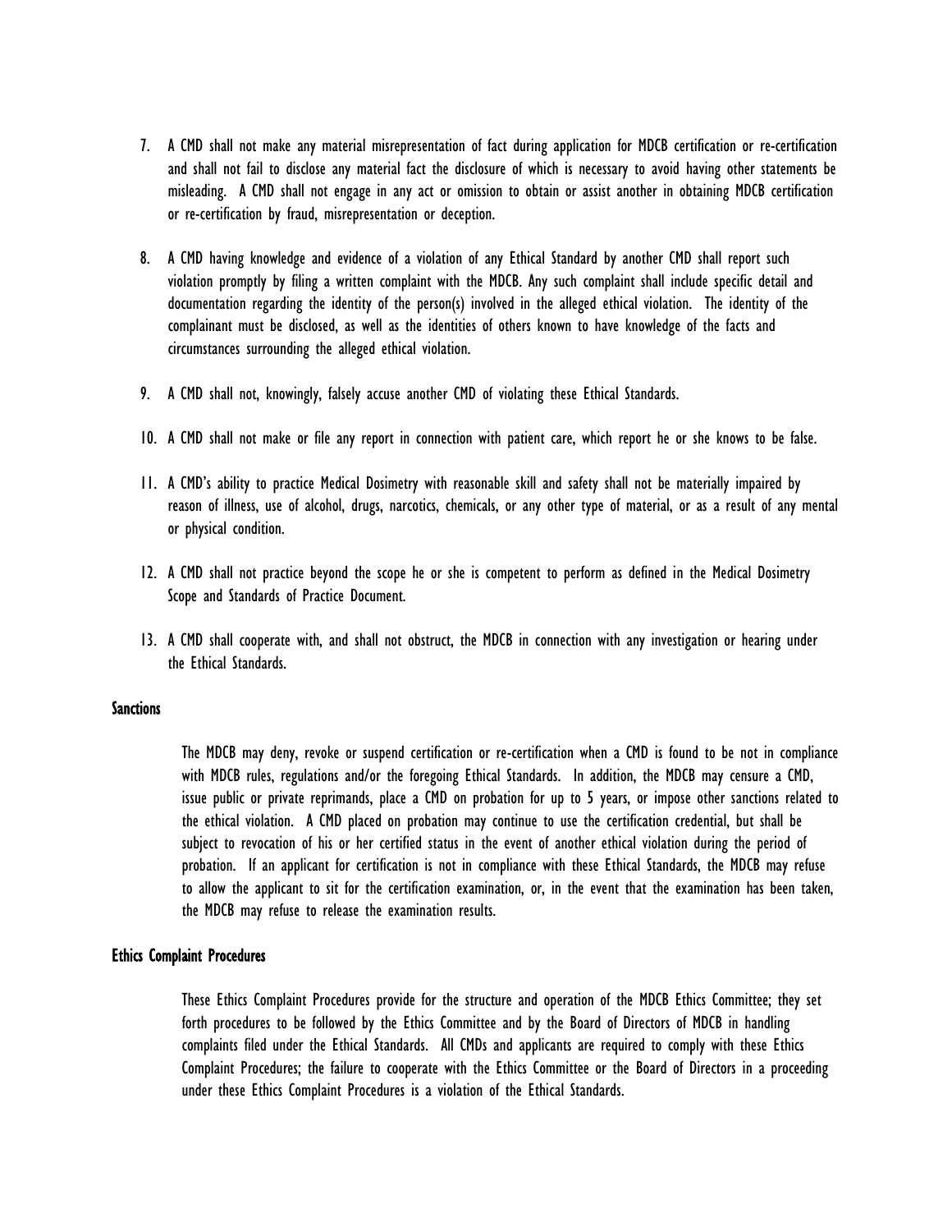7. A CMD shall not make any material misrepresentation of fact during application for MDCB certification or re-certification and shall not fail to disclose any material fact the disclosure of which is necessary to avoid having other statements be misleading. A CMD shall not engage in any act or omission to obtain or assist another in obtaining MDCB certification or re-certification by fraud, misrepresentation or deception.

8. A CMD having knowledge and evidence of a violation of any Ethical Standard by another CMD shall report such violation promptly by filing a written complaint with the MDCB. Any such complaint shall include specific detail and documentation regarding the identity of the person(s) involved in the alleged ethical violation. The identity of the complainant must be disclosed, as well as the identities of others known to have knowledge of the facts and circumstances surrounding the alleged ethical violation.

9. A CMD shall not, knowingly, falsely accuse another CMD of violating these Ethical Standards.

10. A CMD shall not make or file any report in connection with patient care, which report he or she knows to be false.

11. A CMD's ability to practice Medical Dosimetry with reasonable skill and safety shall not be materially impaired by reason of illness, use of alcohol, drugs, narcotics, chemicals, or any other type of material, or as a result of any mental or physical condition.

12. A CMD shall not practice beyond the scope he or she is competent to perform as defined in the Medical Dosimetry Scope and Standards of Practice Document.

13. A CMD shall cooperate with, and shall not obstruct, the MDCB in connection with any investigation or hearing under the Ethical Standards.

**Sanctions**

The MDCB may deny, revoke or suspend certification or re-certification when a CMD is found to be not in compliance with MDCB rules, regulations and/or the foregoing Ethical Standards. In addition, the MDCB may censure a CMD, issue public or private reprimands, place a CMD on probation for up to 5 years, or impose other sanctions related to the ethical violation. A CMD placed on probation may continue to use the certification credential, but shall be subject to revocation of his or her certified status in the event of another ethical violation during the period of probation. If an applicant for certification is not in compliance with these Ethical Standards, the MDCB may refuse to allow the applicant to sit for the certification examination, or, in the event that the examination has been taken, the MDCB may refuse to release the examination results.

**Ethics Complaint Procedures**

These Ethics Complaint Procedures provide for the structure and operation of the MDCB Ethics Committee; they set forth procedures to be followed by the Ethics Committee and by the Board of Directors of MDCB in handling complaints filed under the Ethical Standards. All CMDs and applicants are required to comply with these Ethics Complaint Procedures; the failure to cooperate with the Ethics Committee or the Board of Directors in a proceeding under these Ethics Complaint Procedures is a violation of the Ethical Standards.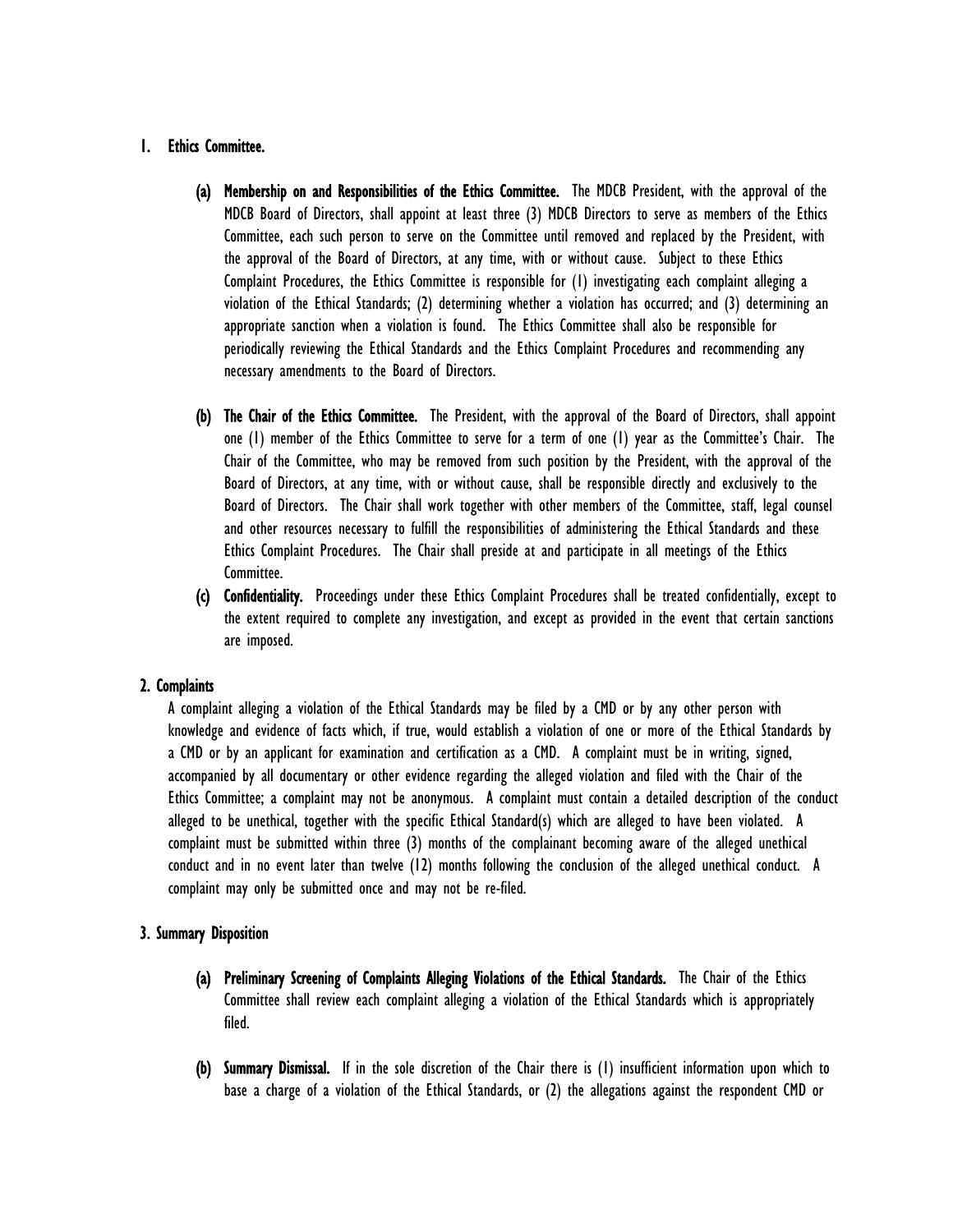## 1. Ethics Committee.

**(a) Membership on and Responsibilities of the Ethics Committee.** The MDCB President, with the approval of the MDCB Board of Directors, shall appoint at least three (3) MDCB Directors to serve as members of the Ethics Committee, each such person to serve on the Committee until removed and replaced by the President, with the approval of the Board of Directors, at any time, with or without cause. Subject to these Ethics Complaint Procedures, the Ethics Committee is responsible for (1) investigating each complaint alleging a violation of the Ethical Standards; (2) determining whether a violation has occurred; and (3) determining an appropriate sanction when a violation is found. The Ethics Committee shall also be responsible for periodically reviewing the Ethical Standards and the Ethics Complaint Procedures and recommending any necessary amendments to the Board of Directors.

**(b) The Chair of the Ethics Committee.** The President, with the approval of the Board of Directors, shall appoint one (1) member of the Ethics Committee to serve for a term of one (1) year as the Committee's Chair. The Chair of the Committee, who may be removed from such position by the President, with the approval of the Board of Directors, at any time, with or without cause, shall be responsible directly and exclusively to the Board of Directors. The Chair shall work together with other members of the Committee, staff, legal counsel and other resources necessary to fulfill the responsibilities of administering the Ethical Standards and these Ethics Complaint Procedures. The Chair shall preside at and participate in all meetings of the Ethics Committee.

**(c) Confidentiality.** Proceedings under these Ethics Complaint Procedures shall be treated confidentially, except to the extent required to complete any investigation, and except as provided in the event that certain sanctions are imposed.

## 2. Complaints

A complaint alleging a violation of the Ethical Standards may be filed by a CMD or by any other person with knowledge and evidence of facts which, if true, would establish a violation of one or more of the Ethical Standards by a CMD or by an applicant for examination and certification as a CMD. A complaint must be in writing, signed, accompanied by all documentary or other evidence regarding the alleged violation and filed with the Chair of the Ethics Committee; a complaint may not be anonymous. A complaint must contain a detailed description of the conduct alleged to be unethical, together with the specific Ethical Standard(s) which are alleged to have been violated. A complaint must be submitted within three (3) months of the complainant becoming aware of the alleged unethical conduct and in no event later than twelve (12) months following the conclusion of the alleged unethical conduct. A complaint may only be submitted once and may not be re-filed.

## 3. Summary Disposition

**(a) Preliminary Screening of Complaints Alleging Violations of the Ethical Standards.** The Chair of the Ethics Committee shall review each complaint alleging a violation of the Ethical Standards which is appropriately filed.

**(b) Summary Dismissal.** If in the sole discretion of the Chair there is (1) insufficient information upon which to base a charge of a violation of the Ethical Standards, or (2) the allegations against the respondent CMD or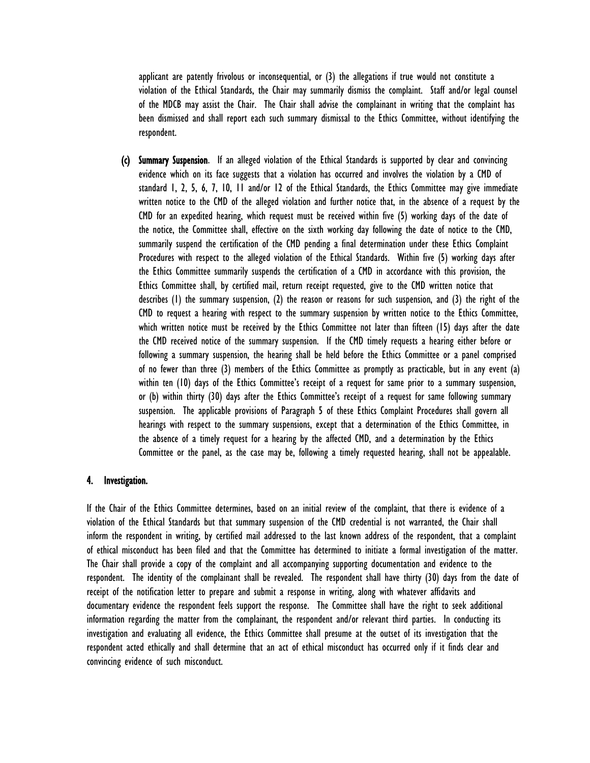applicant are patently frivolous or inconsequential, or (3) the allegations if true would not constitute a violation of the Ethical Standards, the Chair may summarily dismiss the complaint. Staff and/or legal counsel of the MDCB may assist the Chair. The Chair shall advise the complainant in writing that the complaint has been dismissed and shall report each such summary dismissal to the Ethics Committee, without identifying the respondent.

(c) **Summary Suspension**. If an alleged violation of the Ethical Standards is supported by clear and convincing evidence which on its face suggests that a violation has occurred and involves the violation by a CMD of standard 1, 2, 5, 6, 7, 10, 11 and/or 12 of the Ethical Standards, the Ethics Committee may give immediate written notice to the CMD of the alleged violation and further notice that, in the absence of a request by the CMD for an expedited hearing, which request must be received within five (5) working days of the date of the notice, the Committee shall, effective on the sixth working day following the date of notice to the CMD, summarily suspend the certification of the CMD pending a final determination under these Ethics Complaint Procedures with respect to the alleged violation of the Ethical Standards. Within five (5) working days after the Ethics Committee summarily suspends the certification of a CMD in accordance with this provision, the Ethics Committee shall, by certified mail, return receipt requested, give to the CMD written notice that describes (1) the summary suspension, (2) the reason or reasons for such suspension, and (3) the right of the CMD to request a hearing with respect to the summary suspension by written notice to the Ethics Committee, which written notice must be received by the Ethics Committee not later than fifteen (15) days after the date the CMD received notice of the summary suspension. If the CMD timely requests a hearing either before or following a summary suspension, the hearing shall be held before the Ethics Committee or a panel comprised of no fewer than three (3) members of the Ethics Committee as promptly as practicable, but in any event (a) within ten (10) days of the Ethics Committee's receipt of a request for same prior to a summary suspension, or (b) within thirty (30) days after the Ethics Committee's receipt of a request for same following summary suspension. The applicable provisions of Paragraph 5 of these Ethics Complaint Procedures shall govern all hearings with respect to the summary suspensions, except that a determination of the Ethics Committee, in the absence of a timely request for a hearing by the affected CMD, and a determination by the Ethics Committee or the panel, as the case may be, following a timely requested hearing, shall not be appealable.

## 4. Investigation.

If the Chair of the Ethics Committee determines, based on an initial review of the complaint, that there is evidence of a violation of the Ethical Standards but that summary suspension of the CMD credential is not warranted, the Chair shall inform the respondent in writing, by certified mail addressed to the last known address of the respondent, that a complaint of ethical misconduct has been filed and that the Committee has determined to initiate a formal investigation of the matter. The Chair shall provide a copy of the complaint and all accompanying supporting documentation and evidence to the respondent. The identity of the complainant shall be revealed. The respondent shall have thirty (30) days from the date of receipt of the notification letter to prepare and submit a response in writing, along with whatever affidavits and documentary evidence the respondent feels support the response. The Committee shall have the right to seek additional information regarding the matter from the complainant, the respondent and/or relevant third parties. In conducting its investigation and evaluating all evidence, the Ethics Committee shall presume at the outset of its investigation that the respondent acted ethically and shall determine that an act of ethical misconduct has occurred only if it finds clear and convincing evidence of such misconduct.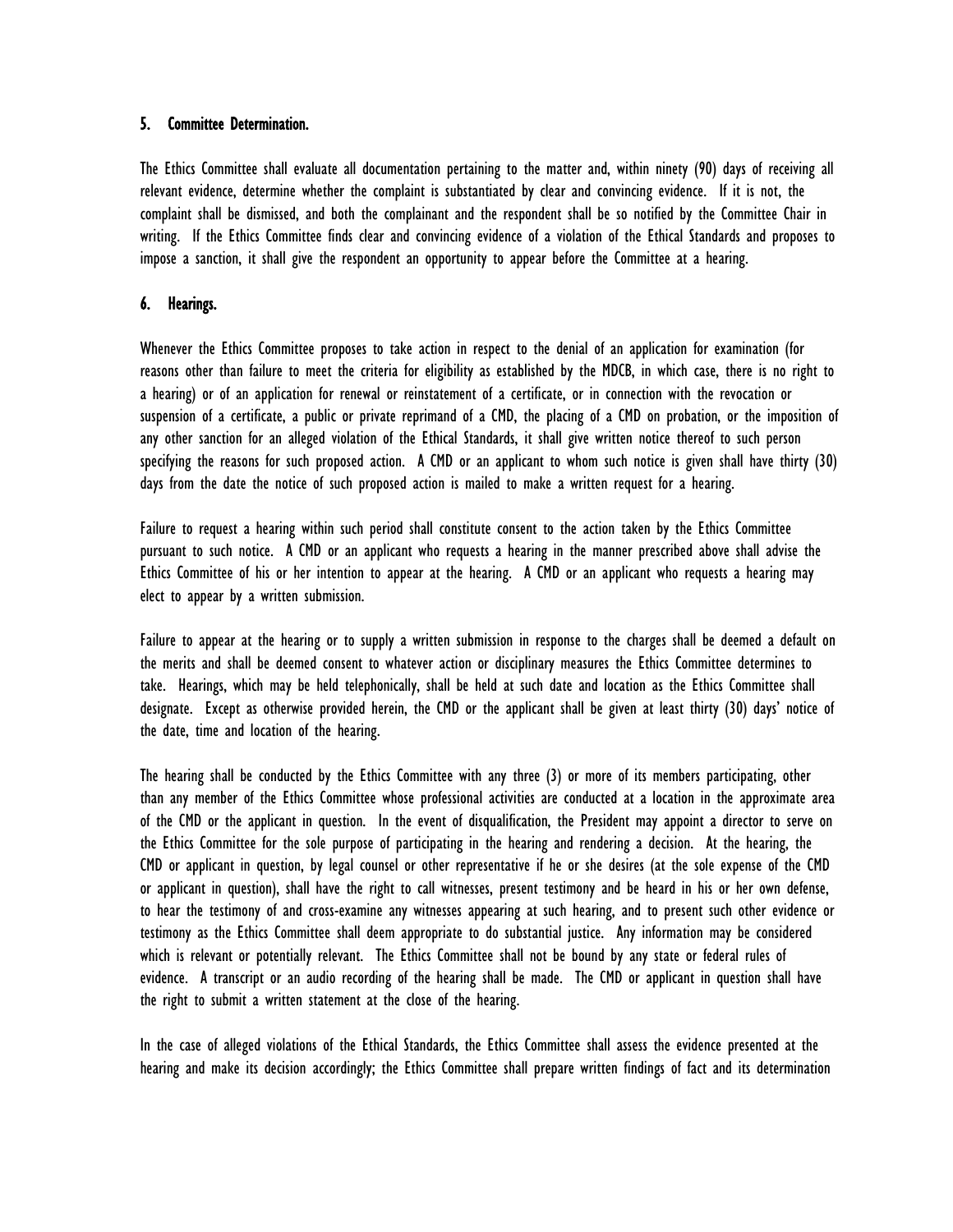### 5. Committee Determination.

The Ethics Committee shall evaluate all documentation pertaining to the matter and, within ninety (90) days of receiving all relevant evidence, determine whether the complaint is substantiated by clear and convincing evidence. If it is not, the complaint shall be dismissed, and both the complainant and the respondent shall be so notified by the Committee Chair in writing. If the Ethics Committee finds clear and convincing evidence of a violation of the Ethical Standards and proposes to impose a sanction, it shall give the respondent an opportunity to appear before the Committee at a hearing.

### 6. Hearings.

Whenever the Ethics Committee proposes to take action in respect to the denial of an application for examination (for reasons other than failure to meet the criteria for eligibility as established by the MDCB, in which case, there is no right to a hearing) or of an application for renewal or reinstatement of a certificate, or in connection with the revocation or suspension of a certificate, a public or private reprimand of a CMD, the placing of a CMD on probation, or the imposition of any other sanction for an alleged violation of the Ethical Standards, it shall give written notice thereof to such person specifying the reasons for such proposed action. A CMD or an applicant to whom such notice is given shall have thirty (30) days from the date the notice of such proposed action is mailed to make a written request for a hearing.

Failure to request a hearing within such period shall constitute consent to the action taken by the Ethics Committee pursuant to such notice. A CMD or an applicant who requests a hearing in the manner prescribed above shall advise the Ethics Committee of his or her intention to appear at the hearing. A CMD or an applicant who requests a hearing may elect to appear by a written submission.

Failure to appear at the hearing or to supply a written submission in response to the charges shall be deemed a default on the merits and shall be deemed consent to whatever action or disciplinary measures the Ethics Committee determines to take. Hearings, which may be held telephonically, shall be held at such date and location as the Ethics Committee shall designate. Except as otherwise provided herein, the CMD or the applicant shall be given at least thirty (30) days' notice of the date, time and location of the hearing.

The hearing shall be conducted by the Ethics Committee with any three (3) or more of its members participating, other than any member of the Ethics Committee whose professional activities are conducted at a location in the approximate area of the CMD or the applicant in question. In the event of disqualification, the President may appoint a director to serve on the Ethics Committee for the sole purpose of participating in the hearing and rendering a decision. At the hearing, the CMD or applicant in question, by legal counsel or other representative if he or she desires (at the sole expense of the CMD or applicant in question), shall have the right to call witnesses, present testimony and be heard in his or her own defense, to hear the testimony of and cross-examine any witnesses appearing at such hearing, and to present such other evidence or testimony as the Ethics Committee shall deem appropriate to do substantial justice. Any information may be considered which is relevant or potentially relevant. The Ethics Committee shall not be bound by any state or federal rules of evidence. A transcript or an audio recording of the hearing shall be made. The CMD or applicant in question shall have the right to submit a written statement at the close of the hearing.

In the case of alleged violations of the Ethical Standards, the Ethics Committee shall assess the evidence presented at the hearing and make its decision accordingly; the Ethics Committee shall prepare written findings of fact and its determination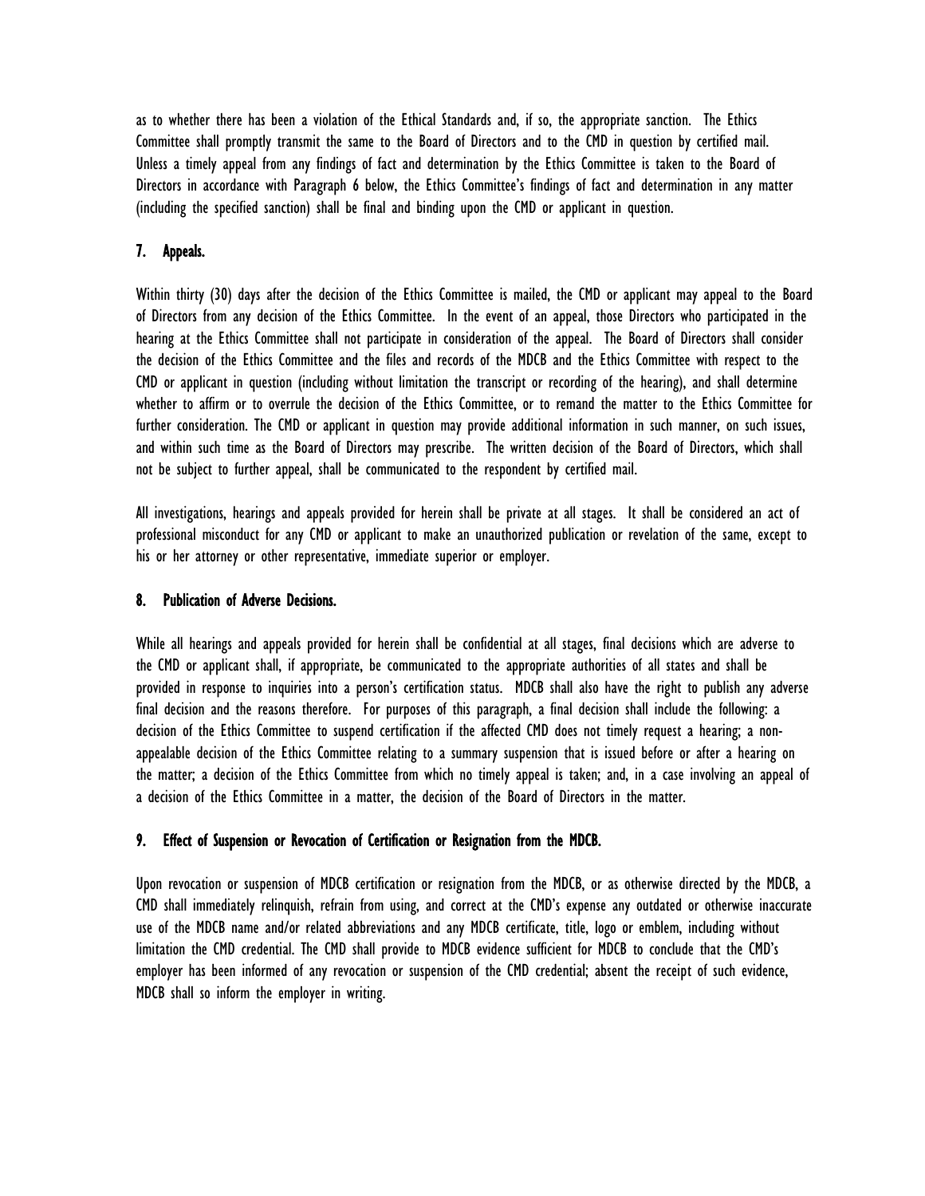as to whether there has been a violation of the Ethical Standards and, if so, the appropriate sanction. The Ethics Committee shall promptly transmit the same to the Board of Directors and to the CMD in question by certified mail. Unless a timely appeal from any findings of fact and determination by the Ethics Committee is taken to the Board of Directors in accordance with Paragraph 6 below, the Ethics Committee's findings of fact and determination in any matter (including the specified sanction) shall be final and binding upon the CMD or applicant in question.

## 7. Appeals.

Within thirty (30) days after the decision of the Ethics Committee is mailed, the CMD or applicant may appeal to the Board of Directors from any decision of the Ethics Committee. In the event of an appeal, those Directors who participated in the hearing at the Ethics Committee shall not participate in consideration of the appeal. The Board of Directors shall consider the decision of the Ethics Committee and the files and records of the MDCB and the Ethics Committee with respect to the CMD or applicant in question (including without limitation the transcript or recording of the hearing), and shall determine whether to affirm or to overrule the decision of the Ethics Committee, or to remand the matter to the Ethics Committee for further consideration. The CMD or applicant in question may provide additional information in such manner, on such issues, and within such time as the Board of Directors may prescribe. The written decision of the Board of Directors, which shall not be subject to further appeal, shall be communicated to the respondent by certified mail.

All investigations, hearings and appeals provided for herein shall be private at all stages. It shall be considered an act of professional misconduct for any CMD or applicant to make an unauthorized publication or revelation of the same, except to his or her attorney or other representative, immediate superior or employer.

## 8. Publication of Adverse Decisions.

While all hearings and appeals provided for herein shall be confidential at all stages, final decisions which are adverse to the CMD or applicant shall, if appropriate, be communicated to the appropriate authorities of all states and shall be provided in response to inquiries into a person's certification status. MDCB shall also have the right to publish any adverse final decision and the reasons therefore. For purposes of this paragraph, a final decision shall include the following: a decision of the Ethics Committee to suspend certification if the affected CMD does not timely request a hearing; a non-appealable decision of the Ethics Committee relating to a summary suspension that is issued before or after a hearing on the matter; a decision of the Ethics Committee from which no timely appeal is taken; and, in a case involving an appeal of a decision of the Ethics Committee in a matter, the decision of the Board of Directors in the matter.

## 9. Effect of Suspension or Revocation of Certification or Resignation from the MDCB.

Upon revocation or suspension of MDCB certification or resignation from the MDCB, or as otherwise directed by the MDCB, a CMD shall immediately relinquish, refrain from using, and correct at the CMD's expense any outdated or otherwise inaccurate use of the MDCB name and/or related abbreviations and any MDCB certificate, title, logo or emblem, including without limitation the CMD credential. The CMD shall provide to MDCB evidence sufficient for MDCB to conclude that the CMD's employer has been informed of any revocation or suspension of the CMD credential; absent the receipt of such evidence, MDCB shall so inform the employer in writing.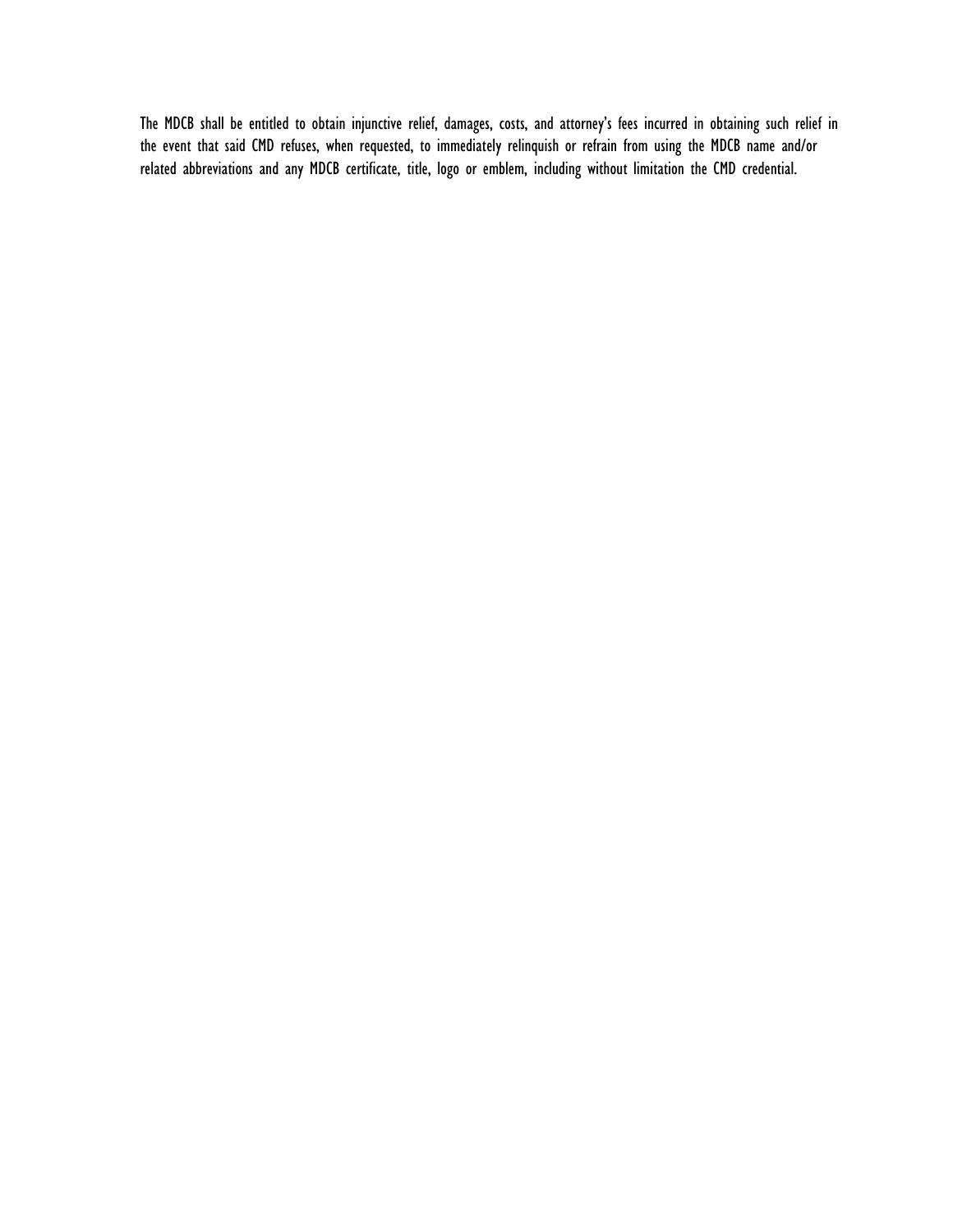The MDCB shall be entitled to obtain injunctive relief, damages, costs, and attorney's fees incurred in obtaining such relief in the event that said CMD refuses, when requested, to immediately relinquish or refrain from using the MDCB name and/or related abbreviations and any MDCB certificate, title, logo or emblem, including without limitation the CMD credential.